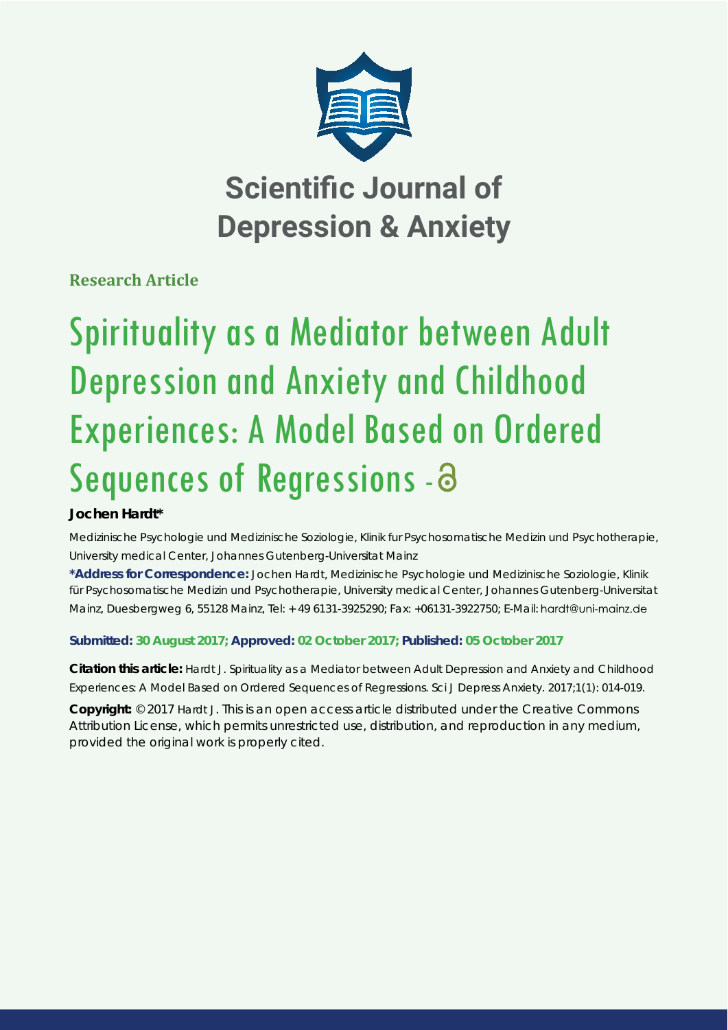# Scientific Journal of Depression & Anxiety

**Research Article**

# Spirituality as a Mediator between Adult Depression and Anxiety and Childhood Experiences: A Model Based on Ordered Sequences of Regressions

**Jochen Hardt***

Medizinische Psychologie und Medizinische Soziologie, Klinik fur Psychosomatische Medizin und Psychotherapie, University medical Center, Johannes Gutenberg-Universitat Mainz

**\*Address for Correspondence:** Jochen Hardt, Medizinische Psychologie und Medizinische Soziologie, Klinik für Psychosomatische Medizin und Psychotherapie, University medical Center, Johannes Gutenberg-Universitat Mainz, Duesbergweg 6, 55128 Mainz, Tel: + 49 6131-3925290; Fax: +06131-3922750; E-Mail: hardt@uni-mainz.de

**Submitted: 30 August 2017; Approved: 02 October 2017; Published: 05 October 2017**

**Citation this article:** Hardt J. Spirituality as a Mediator between Adult Depression and Anxiety and Childhood Experiences: A Model Based on Ordered Sequences of Regressions. Sci J Depress Anxiety. 2017;1(1): 014-019.

**Copyright:** © 2017 Hardt J. This is an open access article distributed under the Creative Commons Attribution License, which permits unrestricted use, distribution, and reproduction in any medium, provided the original work is properly cited.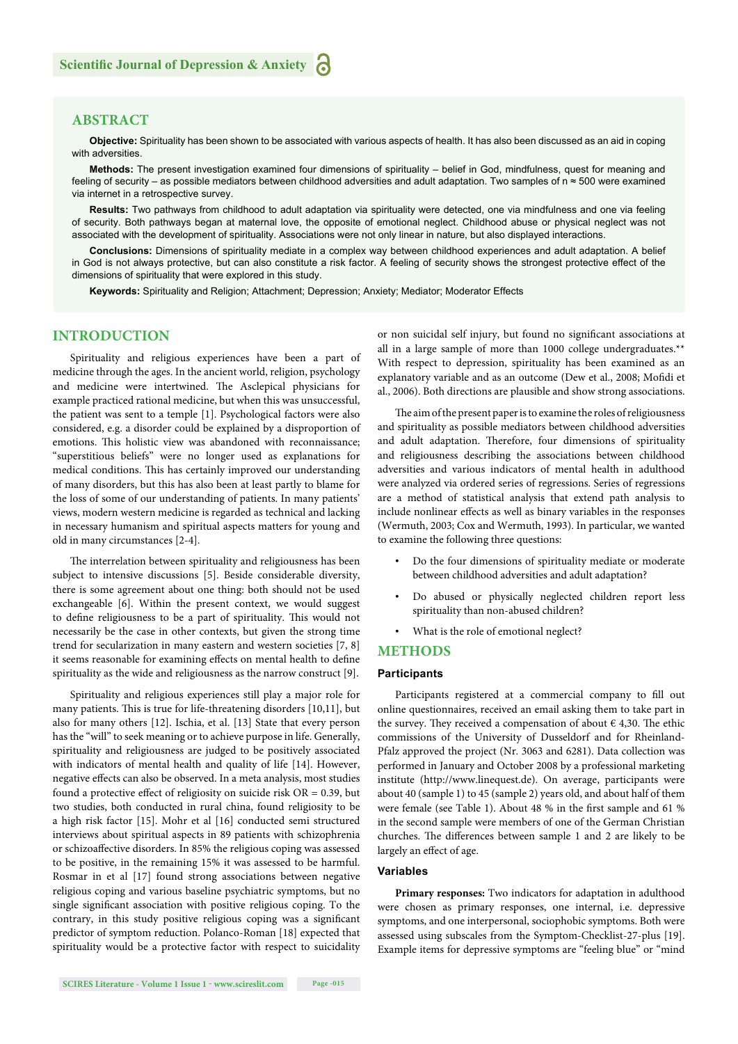## ABSTRACT

**Objective:** Spirituality has been shown to be associated with various aspects of health. It has also been discussed as an aid in coping with adversities.

**Methods:** The present investigation examined four dimensions of spirituality – belief in God, mindfulness, quest for meaning and feeling of security – as possible mediators between childhood adversities and adult adaptation. Two samples of n ≈ 500 were examined via internet in a retrospective survey.

**Results:** Two pathways from childhood to adult adaptation via spirituality were detected, one via mindfulness and one via feeling of security. Both pathways began at maternal love, the opposite of emotional neglect. Childhood abuse or physical neglect was not associated with the development of spirituality. Associations were not only linear in nature, but also displayed interactions.

**Conclusions:** Dimensions of spirituality mediate in a complex way between childhood experiences and adult adaptation. A belief in God is not always protective, but can also constitute a risk factor. A feeling of security shows the strongest protective effect of the dimensions of spirituality that were explored in this study.

**Keywords:** Spirituality and Religion; Attachment; Depression; Anxiety; Mediator; Moderator Effects

## INTRODUCTION

Spirituality and religious experiences have been a part of medicine through the ages. In the ancient world, religion, psychology and medicine were intertwined. The Asclepical physicians for example practiced rational medicine, but when this was unsuccessful, the patient was sent to a temple [1]. Psychological factors were also considered, e.g. a disorder could be explained by a disproportion of emotions. This holistic view was abandoned with reconnaissance; "superstitious beliefs" were no longer used as explanations for medical conditions. This has certainly improved our understanding of many disorders, but this has also been at least partly to blame for the loss of some of our understanding of patients. In many patients' views, modern western medicine is regarded as technical and lacking in necessary humanism and spiritual aspects matters for young and old in many circumstances [2-4].

The interrelation between spirituality and religiousness has been subject to intensive discussions [5]. Beside considerable diversity, there is some agreement about one thing: both should not be used exchangeable [6]. Within the present context, we would suggest to define religiousness to be a part of spirituality. This would not necessarily be the case in other contexts, but given the strong time trend for secularization in many eastern and western societies [7, 8] it seems reasonable for examining effects on mental health to define spirituality as the wide and religiousness as the narrow construct [9].

Spirituality and religious experiences still play a major role for many patients. This is true for life-threatening disorders [10,11], but also for many others [12]. Ischia, et al. [13] State that every person has the "will" to seek meaning or to achieve purpose in life. Generally, spirituality and religiousness are judged to be positively associated with indicators of mental health and quality of life [14]. However, negative effects can also be observed. In a meta analysis, most studies found a protective effect of religiosity on suicide risk OR = 0.39, but two studies, both conducted in rural china, found religiosity to be a high risk factor [15]. Mohr et al [16] conducted semi structured interviews about spiritual aspects in 89 patients with schizophrenia or schizoaffective disorders. In 85% the religious coping was assessed to be positive, in the remaining 15% it was assessed to be harmful. Rosmar in et al [17] found strong associations between negative religious coping and various baseline psychiatric symptoms, but no single significant association with positive religious coping. To the contrary, in this study positive religious coping was a significant predictor of symptom reduction. Polanco-Roman [18] expected that spirituality would be a protective factor with respect to suicidality or non suicidal self injury, but found no significant associations at all in a large sample of more than 1000 college undergraduates.** With respect to depression, spirituality has been examined as an explanatory variable and as an outcome (Dew et al., 2008; Mofidi et al., 2006). Both directions are plausible and show strong associations.

The aim of the present paper is to examine the roles of religiousness and spirituality as possible mediators between childhood adversities and adult adaptation. Therefore, four dimensions of spirituality and religiousness describing the associations between childhood adversities and various indicators of mental health in adulthood were analyzed via ordered series of regressions. Series of regressions are a method of statistical analysis that extend path analysis to include nonlinear effects as well as binary variables in the responses (Wermuth, 2003; Cox and Wermuth, 1993). In particular, we wanted to examine the following three questions:

- Do the four dimensions of spirituality mediate or moderate between childhood adversities and adult adaptation?
- Do abused or physically neglected children report less spirituality than non-abused children?
- What is the role of emotional neglect?

## METHODS

### Participants

Participants registered at a commercial company to fill out online questionnaires, received an email asking them to take part in the survey. They received a compensation of about € 4,30. The ethic commissions of the University of Dusseldorf and for Rheinland-Pfalz approved the project (Nr. 3063 and 6281). Data collection was performed in January and October 2008 by a professional marketing institute (http://www.linequest.de). On average, participants were about 40 (sample 1) to 45 (sample 2) years old, and about half of them were female (see Table 1). About 48 % in the first sample and 61 % in the second sample were members of one of the German Christian churches. The differences between sample 1 and 2 are likely to be largely an effect of age.

### Variables

**Primary responses:** Two indicators for adaptation in adulthood were chosen as primary responses, one internal, i.e. depressive symptoms, and one interpersonal, sociophobic symptoms. Both were assessed using subscales from the Symptom-Checklist-27-plus [19]. Example items for depressive symptoms are "feeling blue" or "mind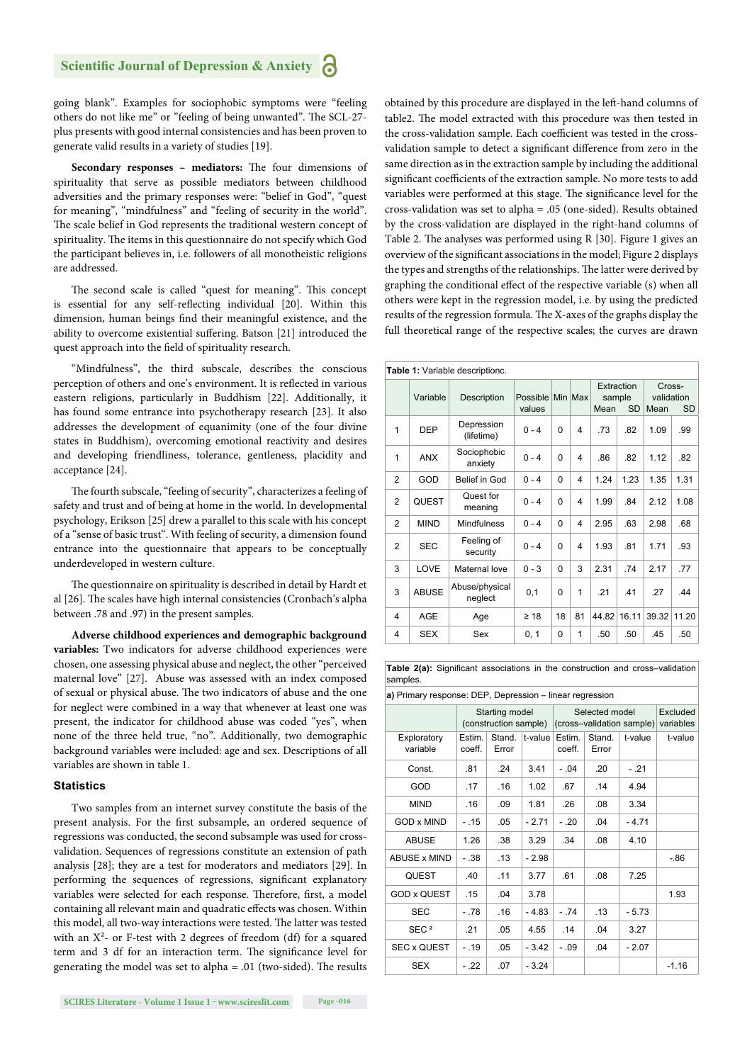going blank". Examples for sociophobic symptoms were "feeling others do not like me" or "feeling of being unwanted". The SCL-27-plus presents with good internal consistencies and has been proven to generate valid results in a variety of studies [19].

**Secondary responses – mediators:** The four dimensions of spirituality that serve as possible mediators between childhood adversities and the primary responses were: "belief in God", "quest for meaning", "mindfulness" and "feeling of security in the world". The scale belief in God represents the traditional western concept of spirituality. The items in this questionnaire do not specify which God the participant believes in, i.e. followers of all monotheistic religions are addressed.

The second scale is called "quest for meaning". This concept is essential for any self-reflecting individual [20]. Within this dimension, human beings find their meaningful existence, and the ability to overcome existential suffering. Batson [21] introduced the quest approach into the field of spirituality research.

"Mindfulness", the third subscale, describes the conscious perception of others and one's environment. It is reflected in various eastern religions, particularly in Buddhism [22]. Additionally, it has found some entrance into psychotherapy research [23]. It also addresses the development of equanimity (one of the four divine states in Buddhism), overcoming emotional reactivity and desires and developing friendliness, tolerance, gentleness, placidity and acceptance [24].

The fourth subscale, "feeling of security", characterizes a feeling of safety and trust and of being at home in the world. In developmental psychology, Erikson [25] drew a parallel to this scale with his concept of a "sense of basic trust". With feeling of security, a dimension found entrance into the questionnaire that appears to be conceptually underdeveloped in western culture.

The questionnaire on spirituality is described in detail by Hardt et al [26]. The scales have high internal consistencies (Cronbach's alpha between .78 and .97) in the present samples.

**Adverse childhood experiences and demographic background variables:** Two indicators for adverse childhood experiences were chosen, one assessing physical abuse and neglect, the other "perceived maternal love" [27]. Abuse was assessed with an index composed of sexual or physical abuse. The two indicators of abuse and the one for neglect were combined in a way that whenever at least one was present, the indicator for childhood abuse was coded "yes", when none of the three held true, "no". Additionally, two demographic background variables were included: age and sex. Descriptions of all variables are shown in table 1.

### Statistics

Two samples from an internet survey constitute the basis of the present analysis. For the first subsample, an ordered sequence of regressions was conducted, the second subsample was used for cross-validation. Sequences of regressions constitute an extension of path analysis [28]; they are a test for moderators and mediators [29]. In performing the sequences of regressions, significant explanatory variables were selected for each response. Therefore, first, a model containing all relevant main and quadratic effects was chosen. Within this model, all two-way interactions were tested. The latter was tested with an $X^2$- or F-test with 2 degrees of freedom (df) for a squared term and 3 df for an interaction term. The significance level for generating the model was set to alpha = .01 (two-sided). The results obtained by this procedure are displayed in the left-hand columns of table2. The model extracted with this procedure was then tested in the cross-validation sample. Each coefficient was tested in the cross-validation sample to detect a significant difference from zero in the same direction as in the extraction sample by including the additional significant coefficients of the extraction sample. No more tests to add variables were performed at this stage. The significance level for the cross-validation was set to alpha = .05 (one-sided). Results obtained by the cross-validation are displayed in the right-hand columns of Table 2. The analyses was performed using R [30]. Figure 1 gives an overview of the significant associations in the model; Figure 2 displays the types and strengths of the relationships. The latter were derived by graphing the conditional effect of the respective variable (s) when all others were kept in the regression model, i.e. by using the predicted results of the regression formula. The X-axes of the graphs display the full theoretical range of the respective scales; the curves are drawn

**Table 1:** Variable descriptionc.

| | Variable | Description | Possible values | Min | Max | Extraction sample | | Cross-validation | |
|---|---|---|---|---|---|---|---|---|---|
| | | | | | | Mean | SD | Mean | SD |
| 1 | DEP | Depression (lifetime) | 0 - 4 | 0 | 4 | .73 | .82 | 1.09 | .99 |
| 1 | ANX | Sociophobic anxiety | 0 - 4 | 0 | 4 | .86 | .82 | 1.12 | .82 |
| 2 | GOD | Belief in God | 0 - 4 | 0 | 4 | 1.24 | 1.23 | 1.35 | 1.31 |
| 2 | QUEST | Quest for meaning | 0 - 4 | 0 | 4 | 1.99 | .84 | 2.12 | 1.08 |
| 2 | MIND | Mindfulness | 0 - 4 | 0 | 4 | 2.95 | .63 | 2.98 | .68 |
| 2 | SEC | Feeling of security | 0 - 4 | 0 | 4 | 1.93 | .81 | 1.71 | .93 |
| 3 | LOVE | Maternal love | 0 - 3 | 0 | 3 | 2.31 | .74 | 2.17 | .77 |
| 3 | ABUSE | Abuse/physical neglect | 0,1 | 0 | 1 | .21 | .41 | .27 | .44 |
| 4 | AGE | Age | ≥ 18 | 18 | 81 | 44.82 | 16.11 | 39.32 | 11.20 |
| 4 | SEX | Sex | 0, 1 | 0 | 1 | .50 | .50 | .45 | .50 |

**Table 2(a):** Significant associations in the construction and cross–validation samples.

a) Primary response: DEP, Depression – linear regression

| Exploratory variable | Starting model (construction sample) | | | Selected model (cross–validation sample) | | | Excluded variables |
|---|---|---|---|---|---|---|---|
| | Estim. coeff. | Stand. Error | t-value | Estim. coeff. | Stand. Error | t-value | t-value |
| Const. | .81 | .24 | 3.41 | - .04 | .20 | - .21 | |
| GOD | .17 | .16 | 1.02 | .67 | .14 | 4.94 | |
| MIND | .16 | .09 | 1.81 | .26 | .08 | 3.34 | |
| GOD x MIND | - .15 | .05 | - 2.71 | - .20 | .04 | - 4.71 | |
| ABUSE | 1.26 | .38 | 3.29 | .34 | .08 | 4.10 | |
| ABUSE x MIND | - .38 | .13 | - 2.98 | | | | -.86 |
| QUEST | .40 | .11 | 3.77 | .61 | .08 | 7.25 | |
| GOD x QUEST | .15 | .04 | 3.78 | | | | 1.93 |
| SEC | - .78 | .16 | - 4.83 | - .74 | .13 | - 5.73 | |
| SEC ² | .21 | .05 | 4.55 | .14 | .04 | 3.27 | |
| SEC x QUEST | - .19 | .05 | - 3.42 | - .09 | .04 | - 2.07 | |
| SEX | - .22 | .07 | - 3.24 | | | | -1.16 |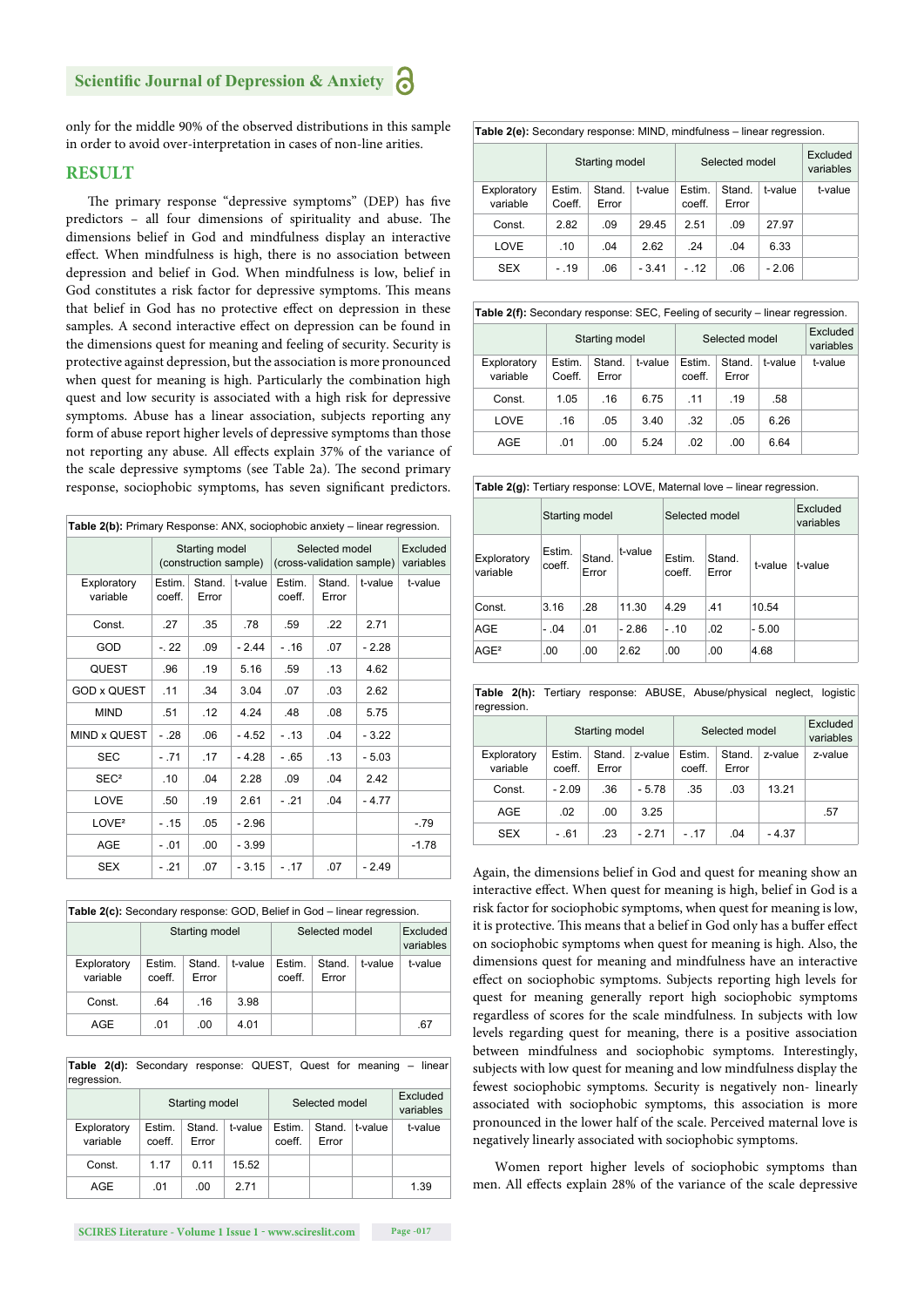only for the middle 90% of the observed distributions in this sample in order to avoid over-interpretation in cases of non-line arities.

## RESULT

The primary response "depressive symptoms" (DEP) has five predictors – all four dimensions of spirituality and abuse. The dimensions belief in God and mindfulness display an interactive effect. When mindfulness is high, there is no association between depression and belief in God. When mindfulness is low, belief in God constitutes a risk factor for depressive symptoms. This means that belief in God has no protective effect on depression in these samples. A second interactive effect on depression can be found in the dimensions quest for meaning and feeling of security. Security is protective against depression, but the association is more pronounced when quest for meaning is high. Particularly the combination high quest and low security is associated with a high risk for depressive symptoms. Abuse has a linear association, subjects reporting any form of abuse report higher levels of depressive symptoms than those not reporting any abuse. All effects explain 37% of the variance of the scale depressive symptoms (see Table 2a). The second primary response, sociophobic symptoms, has seven significant predictors.

**Table 2(b):** Primary Response: ANX, sociophobic anxiety – linear regression.

| | Starting model (construction sample) | | | Selected model (cross-validation sample) | | | Excluded variables |
|---|---|---|---|---|---|---|---|
| Exploratory variable | Estim. coeff. | Stand. Error | t-value | Estim. coeff. | Stand. Error | t-value | t-value |
| Const. | .27 | .35 | .78 | .59 | .22 | 2.71 | |
| GOD | -. 22 | .09 | - 2.44 | - .16 | .07 | - 2.28 | |
| QUEST | .96 | .19 | 5.16 | .59 | .13 | 4.62 | |
| GOD x QUEST | .11 | .34 | 3.04 | .07 | .03 | 2.62 | |
| MIND | .51 | .12 | 4.24 | .48 | .08 | 5.75 | |
| MIND x QUEST | - .28 | .06 | - 4.52 | - .13 | .04 | - 3.22 | |
| SEC | - .71 | .17 | - 4.28 | - .65 | .13 | - 5.03 | |
| SEC² | .10 | .04 | 2.28 | .09 | .04 | 2.42 | |
| LOVE | .50 | .19 | 2.61 | - .21 | .04 | - 4.77 | |
| LOVE² | - .15 | .05 | - 2.96 | | | | -.79 |
| AGE | - .01 | .00 | - 3.99 | | | | -1.78 |
| SEX | - .21 | .07 | - 3.15 | - .17 | .07 | - 2.49 | |

**Table 2(c):** Secondary response: GOD, Belief in God – linear regression.

| | Starting model | | | Selected model | | | Excluded variables |
|---|---|---|---|---|---|---|---|
| Exploratory variable | Estim. coeff. | Stand. Error | t-value | Estim. coeff. | Stand. Error | t-value | t-value |
| Const. | .64 | .16 | 3.98 | | | | |
| AGE | .01 | .00 | 4.01 | | | | .67 |

**Table 2(d):** Secondary response: QUEST, Quest for meaning – linear regression.

| | Starting model | | | Selected model | | | Excluded variables |
|---|---|---|---|---|---|---|---|
| Exploratory variable | Estim. coeff. | Stand. Error | t-value | Estim. coeff. | Stand. Error | t-value | t-value |
| Const. | 1.17 | 0.11 | 15.52 | | | | |
| AGE | .01 | .00 | 2.71 | | | | 1.39 |

**Table 2(e):** Secondary response: MIND, mindfulness – linear regression.

| | Starting model | | | Selected model | | | Excluded variables |
|---|---|---|---|---|---|---|---|
| Exploratory variable | Estim. Coeff. | Stand. Error | t-value | Estim. coeff. | Stand. Error | t-value | t-value |
| Const. | 2.82 | .09 | 29.45 | 2.51 | .09 | 27.97 | |
| LOVE | .10 | .04 | 2.62 | .24 | .04 | 6.33 | |
| SEX | - .19 | .06 | - 3.41 | - .12 | .06 | - 2.06 | |

**Table 2(f):** Secondary response: SEC, Feeling of security – linear regression.

| | Starting model | | | Selected model | | | Excluded variables |
|---|---|---|---|---|---|---|---|
| Exploratory variable | Estim. Coeff. | Stand. Error | t-value | Estim. coeff. | Stand. Error | t-value | t-value |
| Const. | 1.05 | .16 | 6.75 | .11 | .19 | .58 | |
| LOVE | .16 | .05 | 3.40 | .32 | .05 | 6.26 | |
| AGE | .01 | .00 | 5.24 | .02 | .00 | 6.64 | |

**Table 2(g):** Tertiary response: LOVE, Maternal love – linear regression.

| | Starting model | | | Selected model | | | Excluded variables |
|---|---|---|---|---|---|---|---|
| Exploratory variable | Estim. coeff. | Stand. Error | t-value | Estim. coeff. | Stand. Error | t-value | t-value |
| Const. | 3.16 | .28 | 11.30 | 4.29 | .41 | 10.54 | |
| AGE | - .04 | .01 | - 2.86 | - .10 | .02 | - 5.00 | |
| AGE² | .00 | .00 | 2.62 | .00 | .00 | 4.68 | |

**Table 2(h):** Tertiary response: ABUSE, Abuse/physical neglect, logistic regression.

| | Starting model | | | Selected model | | | Excluded variables |
|---|---|---|---|---|---|---|---|
| Exploratory variable | Estim. coeff. | Stand. Error | z-value | Estim. coeff. | Stand. Error | z-value | z-value |
| Const. | - 2.09 | .36 | - 5.78 | .35 | .03 | 13.21 | |
| AGE | .02 | .00 | 3.25 | | | | .57 |
| SEX | - .61 | .23 | - 2.71 | - .17 | .04 | - 4.37 | |

Again, the dimensions belief in God and quest for meaning show an interactive effect. When quest for meaning is high, belief in God is a risk factor for sociophobic symptoms, when quest for meaning is low, it is protective. This means that a belief in God only has a buffer effect on sociophobic symptoms when quest for meaning is high. Also, the dimensions quest for meaning and mindfulness have an interactive effect on sociophobic symptoms. Subjects reporting high levels for quest for meaning generally report high sociophobic symptoms regardless of scores for the scale mindfulness. In subjects with low levels regarding quest for meaning, there is a positive association between mindfulness and sociophobic symptoms. Interestingly, subjects with low quest for meaning and low mindfulness display the fewest sociophobic symptoms. Security is negatively non- linearly associated with sociophobic symptoms, this association is more pronounced in the lower half of the scale. Perceived maternal love is negatively linearly associated with sociophobic symptoms.

Women report higher levels of sociophobic symptoms than men. All effects explain 28% of the variance of the scale depressive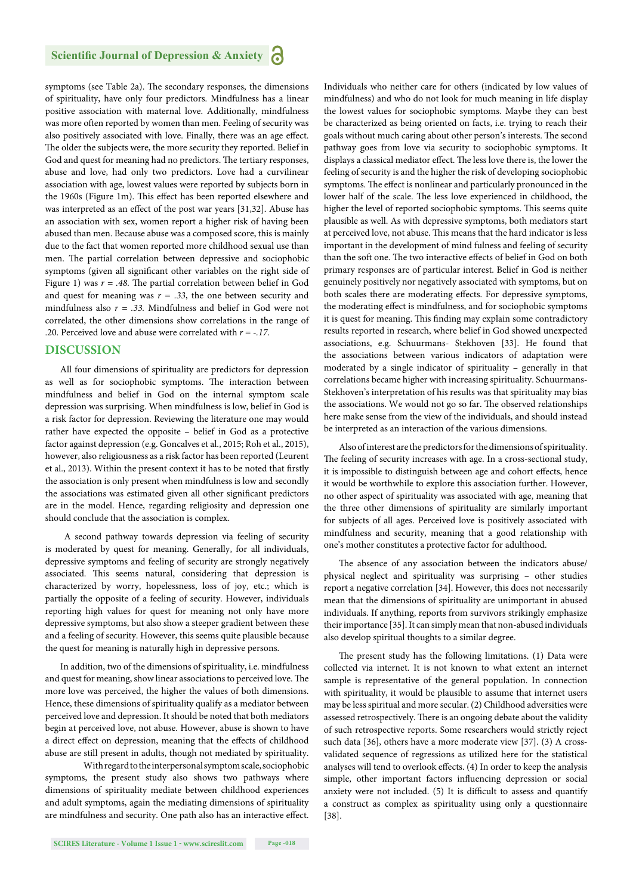symptoms (see Table 2a). The secondary responses, the dimensions of spirituality, have only four predictors. Mindfulness has a linear positive association with maternal love. Additionally, mindfulness was more often reported by women than men. Feeling of security was also positively associated with love. Finally, there was an age effect. The older the subjects were, the more security they reported. Belief in God and quest for meaning had no predictors. The tertiary responses, abuse and love, had only two predictors. Love had a curvilinear association with age, lowest values were reported by subjects born in the 1960s (Figure 1m). This effect has been reported elsewhere and was interpreted as an effect of the post war years [31,32]. Abuse has an association with sex, women report a higher risk of having been abused than men. Because abuse was a composed score, this is mainly due to the fact that women reported more childhood sexual use than men. The partial correlation between depressive and sociophobic symptoms (given all significant other variables on the right side of Figure 1) was $r = .48$. The partial correlation between belief in God and quest for meaning was $r = .33$, the one between security and mindfulness also $r = .33$. Mindfulness and belief in God were not correlated, the other dimensions show correlations in the range of .20. Perceived love and abuse were correlated with $r = -.17$.

## DISCUSSION

All four dimensions of spirituality are predictors for depression as well as for sociophobic symptoms. The interaction between mindfulness and belief in God on the internal symptom scale depression was surprising. When mindfulness is low, belief in God is a risk factor for depression. Reviewing the literature one may would rather have expected the opposite – belief in God as a protective factor against depression (e.g. Goncalves et al., 2015; Roh et al., 2015), however, also religiousness as a risk factor has been reported (Leurent et al., 2013). Within the present context it has to be noted that firstly the association is only present when mindfulness is low and secondly the associations was estimated given all other significant predictors are in the model. Hence, regarding religiosity and depression one should conclude that the association is complex.

A second pathway towards depression via feeling of security is moderated by quest for meaning. Generally, for all individuals, depressive symptoms and feeling of security are strongly negatively associated. This seems natural, considering that depression is characterized by worry, hopelessness, loss of joy, etc.; which is partially the opposite of a feeling of security. However, individuals reporting high values for quest for meaning not only have more depressive symptoms, but also show a steeper gradient between these and a feeling of security. However, this seems quite plausible because the quest for meaning is naturally high in depressive persons.

In addition, two of the dimensions of spirituality, i.e. mindfulness and quest for meaning, show linear associations to perceived love. The more love was perceived, the higher the values of both dimensions. Hence, these dimensions of spirituality qualify as a mediator between perceived love and depression. It should be noted that both mediators begin at perceived love, not abuse. However, abuse is shown to have a direct effect on depression, meaning that the effects of childhood abuse are still present in adults, though not mediated by spirituality.

With regard to the interpersonal symptom scale, sociophobic symptoms, the present study also shows two pathways where dimensions of spirituality mediate between childhood experiences and adult symptoms, again the mediating dimensions of spirituality are mindfulness and security. One path also has an interactive effect. Individuals who neither care for others (indicated by low values of mindfulness) and who do not look for much meaning in life display the lowest values for sociophobic symptoms. Maybe they can best be characterized as being oriented on facts, i.e. trying to reach their goals without much caring about other person's interests. The second pathway goes from love via security to sociophobic symptoms. It displays a classical mediator effect. The less love there is, the lower the feeling of security is and the higher the risk of developing sociophobic symptoms. The effect is nonlinear and particularly pronounced in the lower half of the scale. The less love experienced in childhood, the higher the level of reported sociophobic symptoms. This seems quite plausible as well. As with depressive symptoms, both mediators start at perceived love, not abuse. This means that the hard indicator is less important in the development of mind fulness and feeling of security than the soft one. The two interactive effects of belief in God on both primary responses are of particular interest. Belief in God is neither genuinely positively nor negatively associated with symptoms, but on both scales there are moderating effects. For depressive symptoms, the moderating effect is mindfulness, and for sociophobic symptoms it is quest for meaning. This finding may explain some contradictory results reported in research, where belief in God showed unexpected associations, e.g. Schuurmans- Stekhoven [33]. He found that the associations between various indicators of adaptation were moderated by a single indicator of spirituality – generally in that correlations became higher with increasing spirituality. Schuurmans-Stekhoven's interpretation of his results was that spirituality may bias the associations. We would not go so far. The observed relationships here make sense from the view of the individuals, and should instead be interpreted as an interaction of the various dimensions.

Also of interest are the predictors for the dimensions of spirituality. The feeling of security increases with age. In a cross-sectional study, it is impossible to distinguish between age and cohort effects, hence it would be worthwhile to explore this association further. However, no other aspect of spirituality was associated with age, meaning that the three other dimensions of spirituality are similarly important for subjects of all ages. Perceived love is positively associated with mindfulness and security, meaning that a good relationship with one's mother constitutes a protective factor for adulthood.

The absence of any association between the indicators abuse/physical neglect and spirituality was surprising – other studies report a negative correlation [34]. However, this does not necessarily mean that the dimensions of spirituality are unimportant in abused individuals. If anything, reports from survivors strikingly emphasize their importance [35]. It can simply mean that non-abused individuals also develop spiritual thoughts to a similar degree.

The present study has the following limitations. (1) Data were collected via internet. It is not known to what extent an internet sample is representative of the general population. In connection with spirituality, it would be plausible to assume that internet users may be less spiritual and more secular. (2) Childhood adversities were assessed retrospectively. There is an ongoing debate about the validity of such retrospective reports. Some researchers would strictly reject such data [36], others have a more moderate view [37]. (3) A cross-validated sequence of regressions as utilized here for the statistical analyses will tend to overlook effects. (4) In order to keep the analysis simple, other important factors influencing depression or social anxiety were not included. (5) It is difficult to assess and quantify a construct as complex as spirituality using only a questionnaire [38].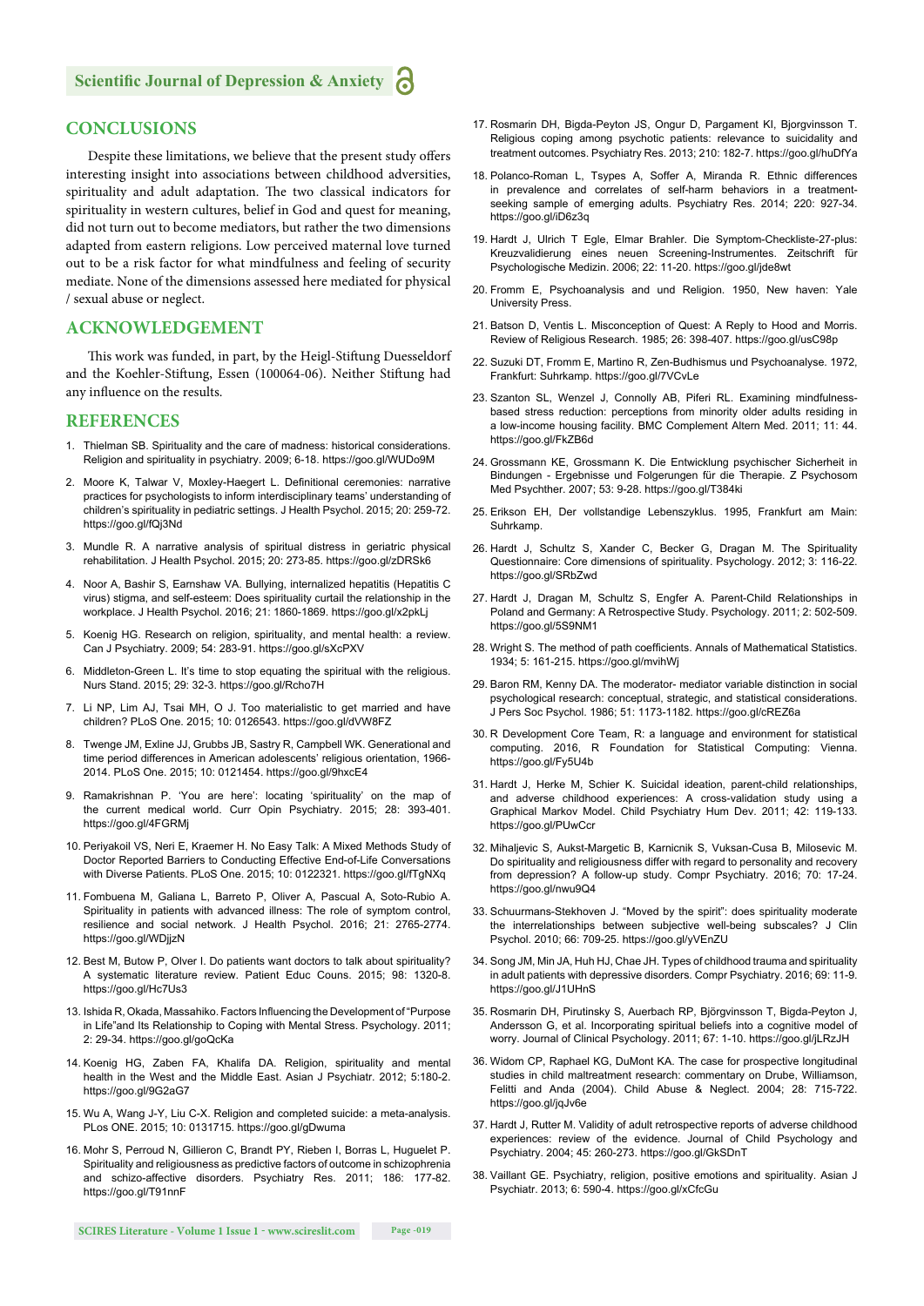## CONCLUSIONS

Despite these limitations, we believe that the present study offers interesting insight into associations between childhood adversities, spirituality and adult adaptation. The two classical indicators for spirituality in western cultures, belief in God and quest for meaning, did not turn out to become mediators, but rather the two dimensions adapted from eastern religions. Low perceived maternal love turned out to be a risk factor for what mindfulness and feeling of security mediate. None of the dimensions assessed here mediated for physical / sexual abuse or neglect.

## ACKNOWLEDGEMENT

This work was funded, in part, by the Heigl-Stiftung Duesseldorf and the Koehler-Stiftung, Essen (100064-06). Neither Stiftung had any influence on the results.

## REFERENCES

1. Thielman SB. Spirituality and the care of madness: historical considerations. Religion and spirituality in psychiatry. 2009; 6-18. https://goo.gl/WUDo9M
2. Moore K, Talwar V, Moxley-Haegert L. Definitional ceremonies: narrative practices for psychologists to inform interdisciplinary teams' understanding of children's spirituality in pediatric settings. J Health Psychol. 2015; 20: 259-72. https://goo.gl/fQj3Nd
3. Mundle R. A narrative analysis of spiritual distress in geriatric physical rehabilitation. J Health Psychol. 2015; 20: 273-85. https://goo.gl/zDRSk6
4. Noor A, Bashir S, Earnshaw VA. Bullying, internalized hepatitis (Hepatitis C virus) stigma, and self-esteem: Does spirituality curtail the relationship in the workplace. J Health Psychol. 2016; 21: 1860-1869. https://goo.gl/x2pkLj
5. Koenig HG. Research on religion, spirituality, and mental health: a review. Can J Psychiatry. 2009; 54: 283-91. https://goo.gl/sXcPXV
6. Middleton-Green L. It's time to stop equating the spiritual with the religious. Nurs Stand. 2015; 29: 32-3. https://goo.gl/Rcho7H
7. Li NP, Lim AJ, Tsai MH, O J. Too materialistic to get married and have children? PLoS One. 2015; 10: 0126543. https://goo.gl/dVW8FZ
8. Twenge JM, Exline JJ, Grubbs JB, Sastry R, Campbell WK. Generational and time period differences in American adolescents' religious orientation, 1966-2014. PLoS One. 2015; 10: 0121454. https://goo.gl/9hxcE4
9. Ramakrishnan P. 'You are here': locating 'spirituality' on the map of the current medical world. Curr Opin Psychiatry. 2015; 28: 393-401. https://goo.gl/4FGRMj
10. Periyakoil VS, Neri E, Kraemer H. No Easy Talk: A Mixed Methods Study of Doctor Reported Barriers to Conducting Effective End-of-Life Conversations with Diverse Patients. PLoS One. 2015; 10: 0122321. https://goo.gl/fTgNXq
11. Fombuena M, Galiana L, Barreto P, Oliver A, Pascual A, Soto-Rubio A. Spirituality in patients with advanced illness: The role of symptom control, resilience and social network. J Health Psychol. 2016; 21: 2765-2774. https://goo.gl/WDjjzN
12. Best M, Butow P, Olver I. Do patients want doctors to talk about spirituality? A systematic literature review. Patient Educ Couns. 2015; 98: 1320-8. https://goo.gl/Hc7Us3
13. Ishida R, Okada, Massahiko. Factors Influencing the Development of "Purpose in Life"and Its Relationship to Coping with Mental Stress. Psychology. 2011; 2: 29-34. https://goo.gl/goQcKa
14. Koenig HG, Zaben FA, Khalifa DA. Religion, spirituality and mental health in the West and the Middle East. Asian J Psychiatr. 2012; 5:180-2. https://goo.gl/9G2aG7
15. Wu A, Wang J-Y, Liu C-X. Religion and completed suicide: a meta-analysis. PLos ONE. 2015; 10: 0131715. https://goo.gl/gDwuma
16. Mohr S, Perroud N, Gillieron C, Brandt PY, Rieben I, Borras L, Huguelet P. Spirituality and religiousness as predictive factors of outcome in schizophrenia and schizo-affective disorders. Psychiatry Res. 2011; 186: 177-82. https://goo.gl/T91nnF
17. Rosmarin DH, Bigda-Peyton JS, Ongur D, Pargament KI, Bjorgvinsson T. Religious coping among psychotic patients: relevance to suicidality and treatment outcomes. Psychiatry Res. 2013; 210: 182-7. https://goo.gl/huDfYa
18. Polanco-Roman L, Tsypes A, Soffer A, Miranda R. Ethnic differences in prevalence and correlates of self-harm behaviors in a treatment-seeking sample of emerging adults. Psychiatry Res. 2014; 220: 927-34. https://goo.gl/iD6z3q
19. Hardt J, Ulrich T Egle, Elmar Brahler. Die Symptom-Checkliste-27-plus: Kreuzvalidierung eines neuen Screening-Instrumentes. Zeitschrift für Psychologische Medizin. 2006; 22: 11-20. https://goo.gl/jde8wt
20. Fromm E, Psychoanalysis and und Religion. 1950, New haven: Yale University Press.
21. Batson D, Ventis L. Misconception of Quest: A Reply to Hood and Morris. Review of Religious Research. 1985; 26: 398-407. https://goo.gl/usC98p
22. Suzuki DT, Fromm E, Martino R, Zen-Budhismus und Psychoanalyse. 1972, Frankfurt: Suhrkamp. https://goo.gl/7VCvLe
23. Szanton SL, Wenzel J, Connolly AB, Piferi RL. Examining mindfulness-based stress reduction: perceptions from minority older adults residing in a low-income housing facility. BMC Complement Altern Med. 2011; 11: 44. https://goo.gl/FkZB6d
24. Grossmann KE, Grossmann K. Die Entwicklung psychischer Sicherheit in Bindungen - Ergebnisse und Folgerungen für die Therapie. Z Psychosom Med Psychther. 2007; 53: 9-28. https://goo.gl/T384ki
25. Erikson EH, Der vollstandige Lebenszyklus. 1995, Frankfurt am Main: Suhrkamp.
26. Hardt J, Schultz S, Xander C, Becker G, Dragan M. The Spirituality Questionnaire: Core dimensions of spirituality. Psychology. 2012; 3: 116-22. https://goo.gl/SRbZwd
27. Hardt J, Dragan M, Schultz S, Engfer A. Parent-Child Relationships in Poland and Germany: A Retrospective Study. Psychology. 2011; 2: 502-509. https://goo.gl/5S9NM1
28. Wright S. The method of path coefficients. Annals of Mathematical Statistics. 1934; 5: 161-215. https://goo.gl/mvihWj
29. Baron RM, Kenny DA. The moderator- mediator variable distinction in social psychological research: conceptual, strategic, and statistical considerations. J Pers Soc Psychol. 1986; 51: 1173-1182. https://goo.gl/cREZ6a
30. R Development Core Team, R: a language and environment for statistical computing. 2016, R Foundation for Statistical Computing: Vienna. https://goo.gl/Fy5U4b
31. Hardt J, Herke M, Schier K. Suicidal ideation, parent-child relationships, and adverse childhood experiences: A cross-validation study using a Graphical Markov Model. Child Psychiatry Hum Dev. 2011; 42: 119-133. https://goo.gl/PUwCcr
32. Mihaljevic S, Aukst-Margetic B, Karnicnik S, Vuksan-Cusa B, Milosevic M. Do spirituality and religiousness differ with regard to personality and recovery from depression? A follow-up study. Compr Psychiatry. 2016; 70: 17-24. https://goo.gl/nwu9Q4
33. Schuurmans-Stekhoven J. "Moved by the spirit": does spirituality moderate the interrelationships between subjective well-being subscales? J Clin Psychol. 2010; 66: 709-25. https://goo.gl/yVEnZU
34. Song JM, Min JA, Huh HJ, Chae JH. Types of childhood trauma and spirituality in adult patients with depressive disorders. Compr Psychiatry. 2016; 69: 11-9. https://goo.gl/J1UHnS
35. Rosmarin DH, Pirutinsky S, Auerbach RP, Björgvinsson T, Bigda-Peyton J, Andersson G, et al. Incorporating spiritual beliefs into a cognitive model of worry. Journal of Clinical Psychology. 2011; 67: 1-10. https://goo.gl/jLRzJH
36. Widom CP, Raphael KG, DuMont KA. The case for prospective longitudinal studies in child maltreatment research: commentary on Drube, Williamson, Felitti and Anda (2004). Child Abuse & Neglect. 2004; 28: 715-722. https://goo.gl/jqJv6e
37. Hardt J, Rutter M. Validity of adult retrospective reports of adverse childhood experiences: review of the evidence. Journal of Child Psychology and Psychiatry. 2004; 45: 260-273. https://goo.gl/GkSDnT
38. Vaillant GE. Psychiatry, religion, positive emotions and spirituality. Asian J Psychiatr. 2013; 6: 590-4. https://goo.gl/xCfcGu